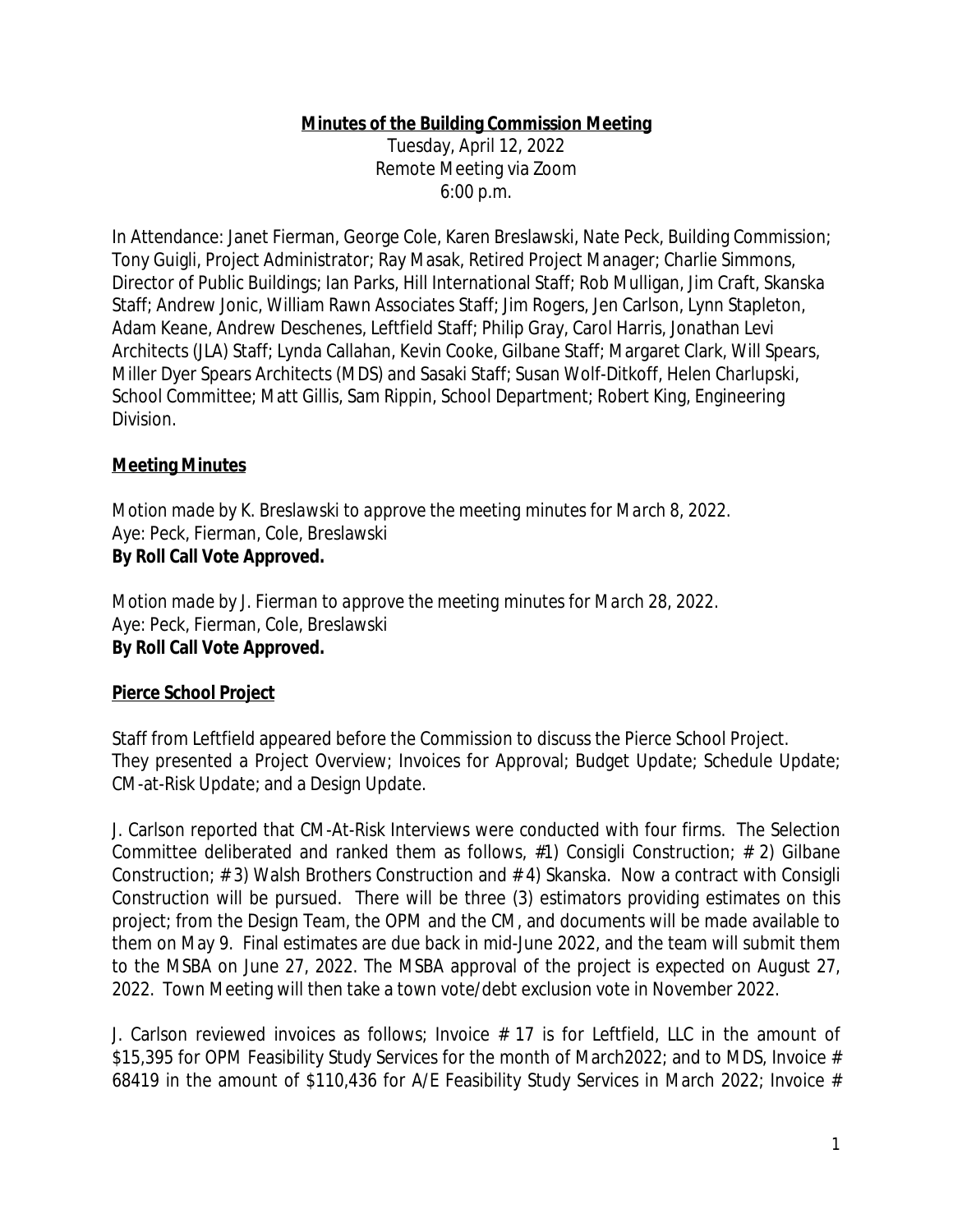# **Minutes of the Building Commission Meeting**

Tuesday, April 12, 2022
Remote Meeting via Zoom
6:00 p.m.

In Attendance: Janet Fierman, George Cole, Karen Breslawski, Nate Peck, Building Commission; Tony Guigli, Project Administrator; Ray Masak, Retired Project Manager; Charlie Simmons, Director of Public Buildings; Ian Parks, Hill International Staff; Rob Mulligan, Jim Craft, Skanska Staff; Andrew Jonic, William Rawn Associates Staff; Jim Rogers, Jen Carlson, Lynn Stapleton, Adam Keane, Andrew Deschenes, Leftfield Staff; Philip Gray, Carol Harris, Jonathan Levi Architects (JLA) Staff; Lynda Callahan, Kevin Cooke, Gilbane Staff; Margaret Clark, Will Spears, Miller Dyer Spears Architects (MDS) and Sasaki Staff; Susan Wolf-Ditkoff, Helen Charlupski, School Committee; Matt Gillis, Sam Rippin, School Department; Robert King, Engineering Division.

## **Meeting Minutes**

*Motion made by K. Breslawski to approve the meeting minutes for March 8, 2022.*
Aye: Peck, Fierman, Cole, Breslawski
**By Roll Call Vote Approved.**

*Motion made by J. Fierman to approve the meeting minutes for March 28, 2022.*
Aye: Peck, Fierman, Cole, Breslawski
**By Roll Call Vote Approved.**

## **Pierce School Project**

Staff from Leftfield appeared before the Commission to discuss the Pierce School Project. They presented a Project Overview; Invoices for Approval; Budget Update; Schedule Update; CM-at-Risk Update; and a Design Update.

J. Carlson reported that CM-At-Risk Interviews were conducted with four firms. The Selection Committee deliberated and ranked them as follows, #1) Consigli Construction; # 2) Gilbane Construction; # 3) Walsh Brothers Construction and # 4) Skanska. Now a contract with Consigli Construction will be pursued. There will be three (3) estimators providing estimates on this project; from the Design Team, the OPM and the CM, and documents will be made available to them on May 9. Final estimates are due back in mid-June 2022, and the team will submit them to the MSBA on June 27, 2022. The MSBA approval of the project is expected on August 27, 2022. Town Meeting will then take a town vote/debt exclusion vote in November 2022.

J. Carlson reviewed invoices as follows; Invoice # 17 is for Leftfield, LLC in the amount of $15,395 for OPM Feasibility Study Services for the month of March2022; and to MDS, Invoice # 68419 in the amount of $110,436 for A/E Feasibility Study Services in March 2022; Invoice #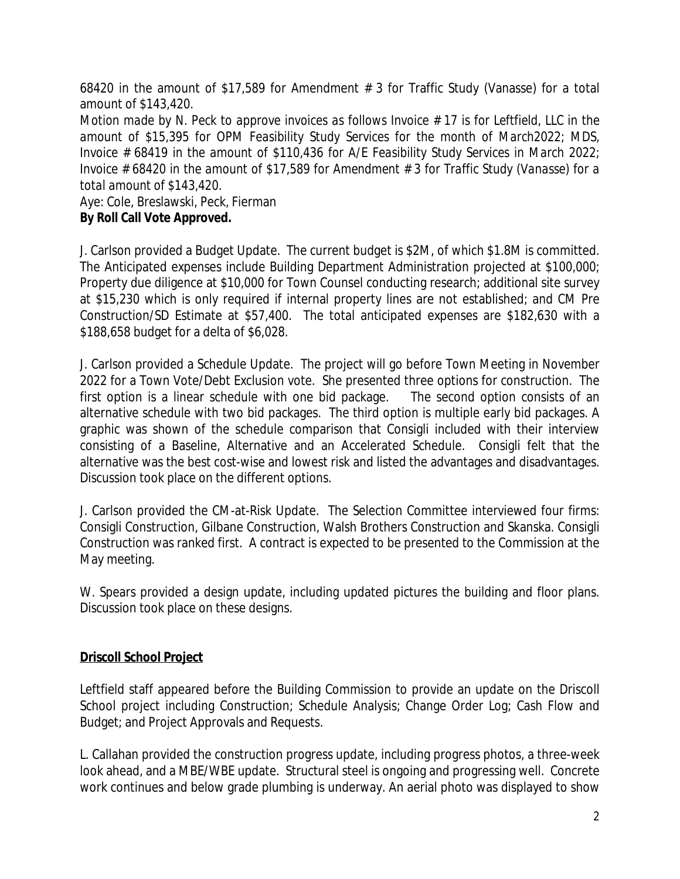68420 in the amount of $17,589 for Amendment # 3 for Traffic Study (Vanasse) for a total amount of $143,420.

*Motion made by N. Peck to approve invoices as follows Invoice # 17 is for Leftfield, LLC in the amount of $15,395 for OPM Feasibility Study Services for the month of March2022; MDS, Invoice # 68419 in the amount of $110,436 for A/E Feasibility Study Services in March 2022; Invoice # 68420 in the amount of $17,589 for Amendment # 3 for Traffic Study (Vanasse) for a total amount of $143,420.*

Aye: Cole, Breslawski, Peck, Fierman

**By Roll Call Vote Approved.**

J. Carlson provided a Budget Update. The current budget is $2M, of which $1.8M is committed. The Anticipated expenses include Building Department Administration projected at $100,000; Property due diligence at $10,000 for Town Counsel conducting research; additional site survey at $15,230 which is only required if internal property lines are not established; and CM Pre Construction/SD Estimate at $57,400. The total anticipated expenses are $182,630 with a $188,658 budget for a delta of $6,028.

J. Carlson provided a Schedule Update. The project will go before Town Meeting in November 2022 for a Town Vote/Debt Exclusion vote. She presented three options for construction. The first option is a linear schedule with one bid package. The second option consists of an alternative schedule with two bid packages. The third option is multiple early bid packages. A graphic was shown of the schedule comparison that Consigli included with their interview consisting of a Baseline, Alternative and an Accelerated Schedule. Consigli felt that the alternative was the best cost-wise and lowest risk and listed the advantages and disadvantages. Discussion took place on the different options.

J. Carlson provided the CM-at-Risk Update. The Selection Committee interviewed four firms: Consigli Construction, Gilbane Construction, Walsh Brothers Construction and Skanska. Consigli Construction was ranked first. A contract is expected to be presented to the Commission at the May meeting.

W. Spears provided a design update, including updated pictures the building and floor plans. Discussion took place on these designs.

## Driscoll School Project

Leftfield staff appeared before the Building Commission to provide an update on the Driscoll School project including Construction; Schedule Analysis; Change Order Log; Cash Flow and Budget; and Project Approvals and Requests.

L. Callahan provided the construction progress update, including progress photos, a three-week look ahead, and a MBE/WBE update. Structural steel is ongoing and progressing well. Concrete work continues and below grade plumbing is underway. An aerial photo was displayed to show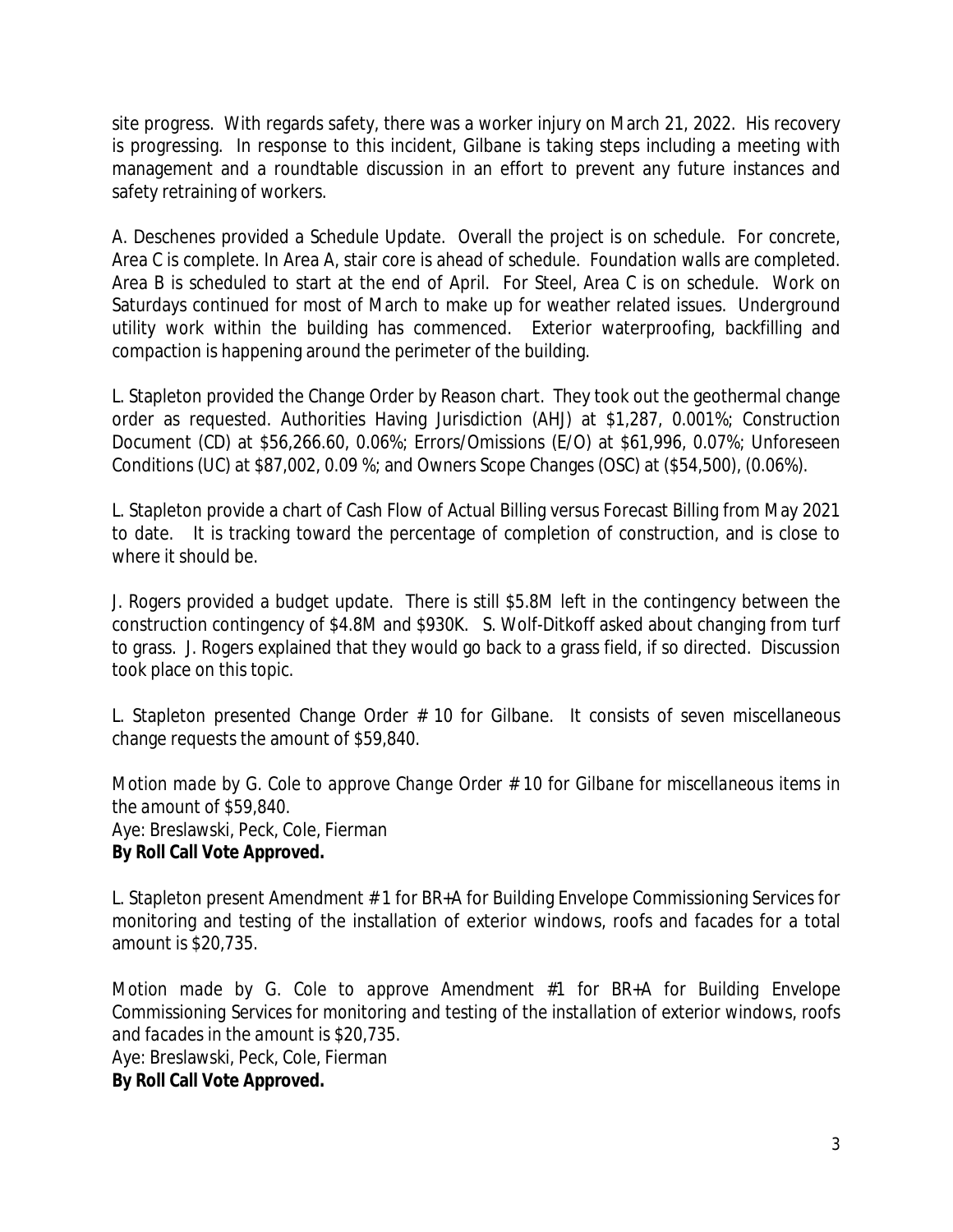site progress. With regards safety, there was a worker injury on March 21, 2022. His recovery is progressing. In response to this incident, Gilbane is taking steps including a meeting with management and a roundtable discussion in an effort to prevent any future instances and safety retraining of workers.

A. Deschenes provided a Schedule Update. Overall the project is on schedule. For concrete, Area C is complete. In Area A, stair core is ahead of schedule. Foundation walls are completed. Area B is scheduled to start at the end of April. For Steel, Area C is on schedule. Work on Saturdays continued for most of March to make up for weather related issues. Underground utility work within the building has commenced. Exterior waterproofing, backfilling and compaction is happening around the perimeter of the building.

L. Stapleton provided the Change Order by Reason chart. They took out the geothermal change order as requested. Authorities Having Jurisdiction (AHJ) at $1,287, 0.001%; Construction Document (CD) at $56,266.60, 0.06%; Errors/Omissions (E/O) at $61,996, 0.07%; Unforeseen Conditions (UC) at $87,002, 0.09 %; and Owners Scope Changes (OSC) at ($54,500), (0.06%).

L. Stapleton provide a chart of Cash Flow of Actual Billing versus Forecast Billing from May 2021 to date. It is tracking toward the percentage of completion of construction, and is close to where it should be.

J. Rogers provided a budget update. There is still $5.8M left in the contingency between the construction contingency of $4.8M and $930K. S. Wolf-Ditkoff asked about changing from turf to grass. J. Rogers explained that they would go back to a grass field, if so directed. Discussion took place on this topic.

L. Stapleton presented Change Order # 10 for Gilbane. It consists of seven miscellaneous change requests the amount of $59,840.

*Motion made by G. Cole to approve Change Order # 10 for Gilbane for miscellaneous items in the amount of $59,840.*
Aye: Breslawski, Peck, Cole, Fierman
**By Roll Call Vote Approved.**

L. Stapleton present Amendment # 1 for BR+A for Building Envelope Commissioning Services for monitoring and testing of the installation of exterior windows, roofs and facades for a total amount is $20,735.

*Motion made by G. Cole to approve Amendment #1 for BR+A for Building Envelope Commissioning Services for monitoring and testing of the installation of exterior windows, roofs and facades in the amount is $20,735.*
Aye: Breslawski, Peck, Cole, Fierman
**By Roll Call Vote Approved.**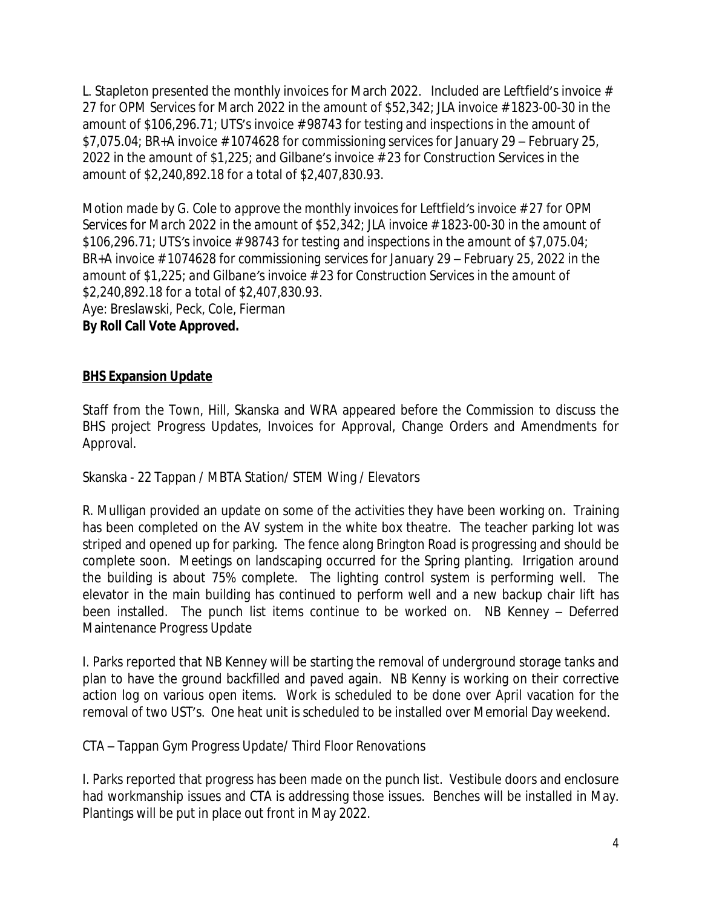L. Stapleton presented the monthly invoices for March 2022. Included are Leftfield's invoice # 27 for OPM Services for March 2022 in the amount of $52,342; JLA invoice # 1823-00-30 in the amount of $106,296.71; UTS's invoice # 98743 for testing and inspections in the amount of $7,075.04; BR+A invoice # 1074628 for commissioning services for January 29 – February 25, 2022 in the amount of $1,225; and Gilbane's invoice # 23 for Construction Services in the amount of $2,240,892.18 for a total of $2,407,830.93.

*Motion made by G. Cole to approve the monthly invoices for Leftfield's invoice # 27 for OPM Services for March 2022 in the amount of $52,342; JLA invoice # 1823-00-30 in the amount of $106,296.71; UTS's invoice # 98743 for testing and inspections in the amount of $7,075.04; BR+A invoice # 1074628 for commissioning services for January 29 – February 25, 2022 in the amount of $1,225; and Gilbane's invoice # 23 for Construction Services in the amount of $2,240,892.18 for a total of $2,407,830.93.*
*Aye: Breslawski, Peck, Cole, Fierman*
**By Roll Call Vote Approved.**

**BHS Expansion Update**

Staff from the Town, Hill, Skanska and WRA appeared before the Commission to discuss the BHS project Progress Updates, Invoices for Approval, Change Orders and Amendments for Approval.

Skanska - 22 Tappan / MBTA Station/ STEM Wing / Elevators

R. Mulligan provided an update on some of the activities they have been working on. Training has been completed on the AV system in the white box theatre. The teacher parking lot was striped and opened up for parking. The fence along Brington Road is progressing and should be complete soon. Meetings on landscaping occurred for the Spring planting. Irrigation around the building is about 75% complete. The lighting control system is performing well. The elevator in the main building has continued to perform well and a new backup chair lift has been installed. The punch list items continue to be worked on. NB Kenney – Deferred Maintenance Progress Update

I. Parks reported that NB Kenney will be starting the removal of underground storage tanks and plan to have the ground backfilled and paved again. NB Kenny is working on their corrective action log on various open items. Work is scheduled to be done over April vacation for the removal of two UST's. One heat unit is scheduled to be installed over Memorial Day weekend.

CTA – Tappan Gym Progress Update/ Third Floor Renovations

I. Parks reported that progress has been made on the punch list. Vestibule doors and enclosure had workmanship issues and CTA is addressing those issues. Benches will be installed in May. Plantings will be put in place out front in May 2022.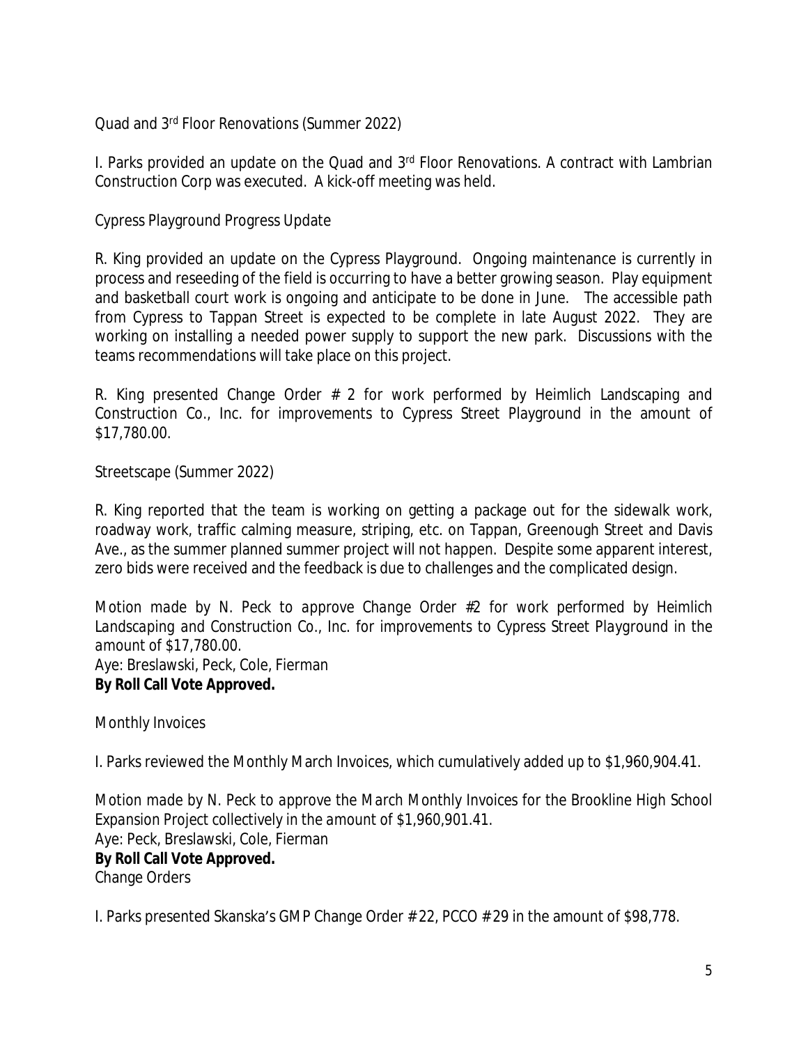Quad and 3rd Floor Renovations (Summer 2022)

I. Parks provided an update on the Quad and 3rd Floor Renovations. A contract with Lambrian Construction Corp was executed. A kick-off meeting was held.

Cypress Playground Progress Update

R. King provided an update on the Cypress Playground. Ongoing maintenance is currently in process and reseeding of the field is occurring to have a better growing season. Play equipment and basketball court work is ongoing and anticipate to be done in June. The accessible path from Cypress to Tappan Street is expected to be complete in late August 2022. They are working on installing a needed power supply to support the new park. Discussions with the teams recommendations will take place on this project.

R. King presented Change Order # 2 for work performed by Heimlich Landscaping and Construction Co., Inc. for improvements to Cypress Street Playground in the amount of $17,780.00.

Streetscape (Summer 2022)

R. King reported that the team is working on getting a package out for the sidewalk work, roadway work, traffic calming measure, striping, etc. on Tappan, Greenough Street and Davis Ave., as the summer planned summer project will not happen. Despite some apparent interest, zero bids were received and the feedback is due to challenges and the complicated design.

*Motion made by N. Peck to approve Change Order #2 for work performed by Heimlich Landscaping and Construction Co., Inc. for improvements to Cypress Street Playground in the amount of $17,780.00.*
Aye: Breslawski, Peck, Cole, Fierman
**By Roll Call Vote Approved.**

Monthly Invoices

I. Parks reviewed the Monthly March Invoices, which cumulatively added up to $1,960,904.41.

*Motion made by N. Peck to approve the March Monthly Invoices for the Brookline High School Expansion Project collectively in the amount of $1,960,901.41.*
Aye: Peck, Breslawski, Cole, Fierman
**By Roll Call Vote Approved.**
Change Orders

I. Parks presented Skanska's GMP Change Order # 22, PCCO # 29 in the amount of $98,778.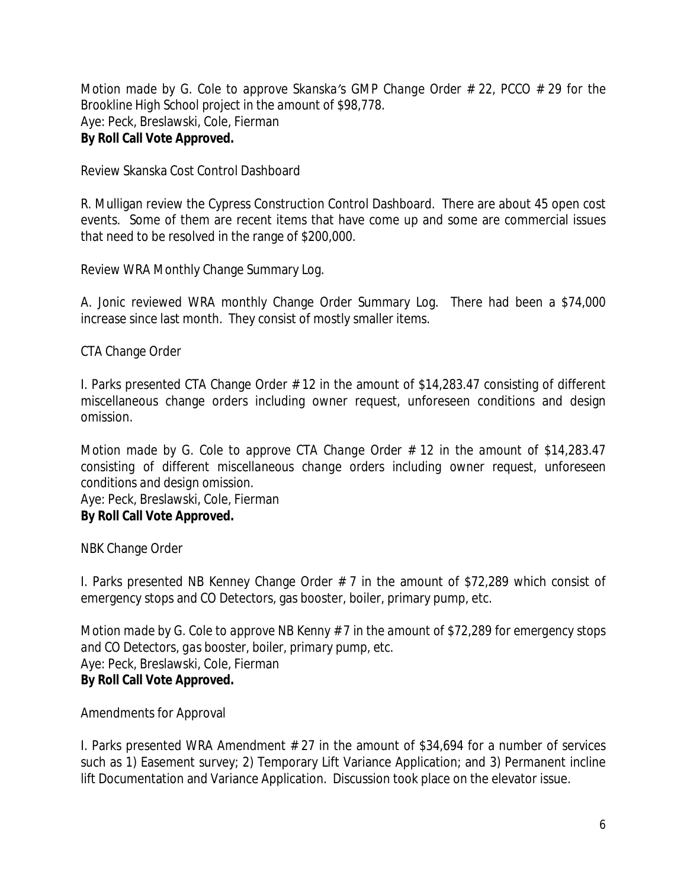*Motion made by G. Cole to approve Skanska's GMP Change Order # 22, PCCO # 29 for the Brookline High School project in the amount of $98,778.*
*Aye: Peck, Breslawski, Cole, Fierman*
***By Roll Call Vote Approved.***

Review Skanska Cost Control Dashboard

R. Mulligan review the Cypress Construction Control Dashboard. There are about 45 open cost events. Some of them are recent items that have come up and some are commercial issues that need to be resolved in the range of $200,000.

Review WRA Monthly Change Summary Log.

A. Jonic reviewed WRA monthly Change Order Summary Log. There had been a $74,000 increase since last month. They consist of mostly smaller items.

CTA Change Order

I. Parks presented CTA Change Order # 12 in the amount of $14,283.47 consisting of different miscellaneous change orders including owner request, unforeseen conditions and design omission.

*Motion made by G. Cole to approve CTA Change Order # 12 in the amount of $14,283.47 consisting of different miscellaneous change orders including owner request, unforeseen conditions and design omission.*
*Aye: Peck, Breslawski, Cole, Fierman*
***By Roll Call Vote Approved.***

NBK Change Order

I. Parks presented NB Kenney Change Order # 7 in the amount of $72,289 which consist of emergency stops and CO Detectors, gas booster, boiler, primary pump, etc.

*Motion made by G. Cole to approve NB Kenny # 7 in the amount of $72,289 for emergency stops and CO Detectors, gas booster, boiler, primary pump, etc.*
*Aye: Peck, Breslawski, Cole, Fierman*
***By Roll Call Vote Approved.***

Amendments for Approval

I. Parks presented WRA Amendment # 27 in the amount of $34,694 for a number of services such as 1) Easement survey; 2) Temporary Lift Variance Application; and 3) Permanent incline lift Documentation and Variance Application. Discussion took place on the elevator issue.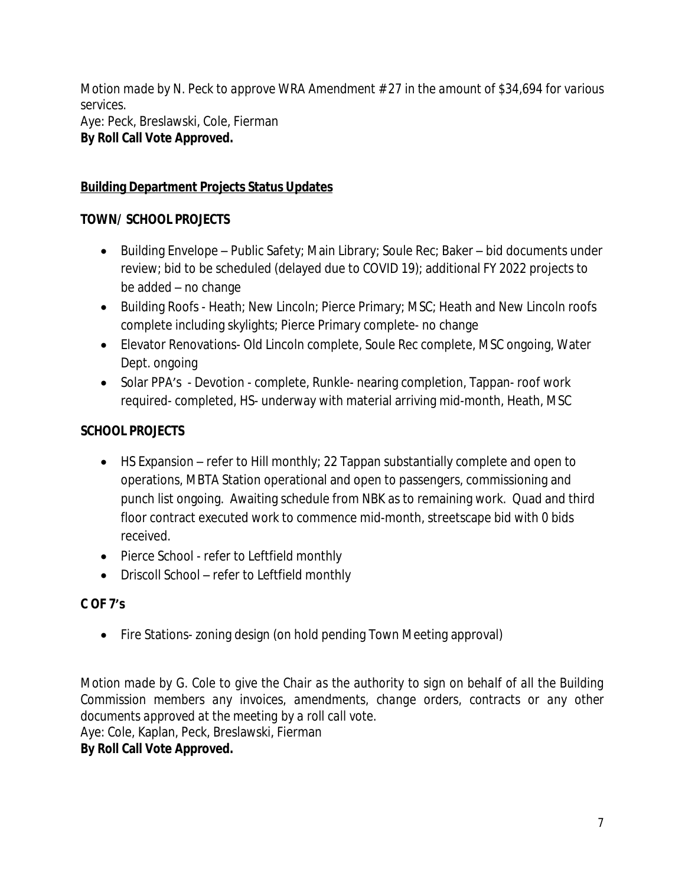*Motion made by N. Peck to approve WRA Amendment # 27 in the amount of $34,694 for various services.*
*Aye: Peck, Breslawski, Cole, Fierman*
**By Roll Call Vote Approved.**

**Building Department Projects Status Updates**

**TOWN/ SCHOOL PROJECTS**

- Building Envelope – Public Safety; Main Library; Soule Rec; Baker – bid documents under review; bid to be scheduled (delayed due to COVID 19); additional FY 2022 projects to be added – no change
- Building Roofs - Heath; New Lincoln; Pierce Primary; MSC; Heath and New Lincoln roofs complete including skylights; Pierce Primary complete- no change
- Elevator Renovations- Old Lincoln complete, Soule Rec complete, MSC ongoing, Water Dept. ongoing
- Solar PPA's - Devotion - complete, Runkle- nearing completion, Tappan- roof work required- completed, HS- underway with material arriving mid-month, Heath, MSC

**SCHOOL PROJECTS**

- HS Expansion – refer to Hill monthly; 22 Tappan substantially complete and open to operations, MBTA Station operational and open to passengers, commissioning and punch list ongoing. Awaiting schedule from NBK as to remaining work. Quad and third floor contract executed work to commence mid-month, streetscape bid with 0 bids received.
- Pierce School - refer to Leftfield monthly
- Driscoll School – refer to Leftfield monthly

**C OF 7's**

- Fire Stations- zoning design (on hold pending Town Meeting approval)

*Motion made by G. Cole to give the Chair as the authority to sign on behalf of all the Building Commission members any invoices, amendments, change orders, contracts or any other documents approved at the meeting by a roll call vote.*
*Aye: Cole, Kaplan, Peck, Breslawski, Fierman*
**By Roll Call Vote Approved.**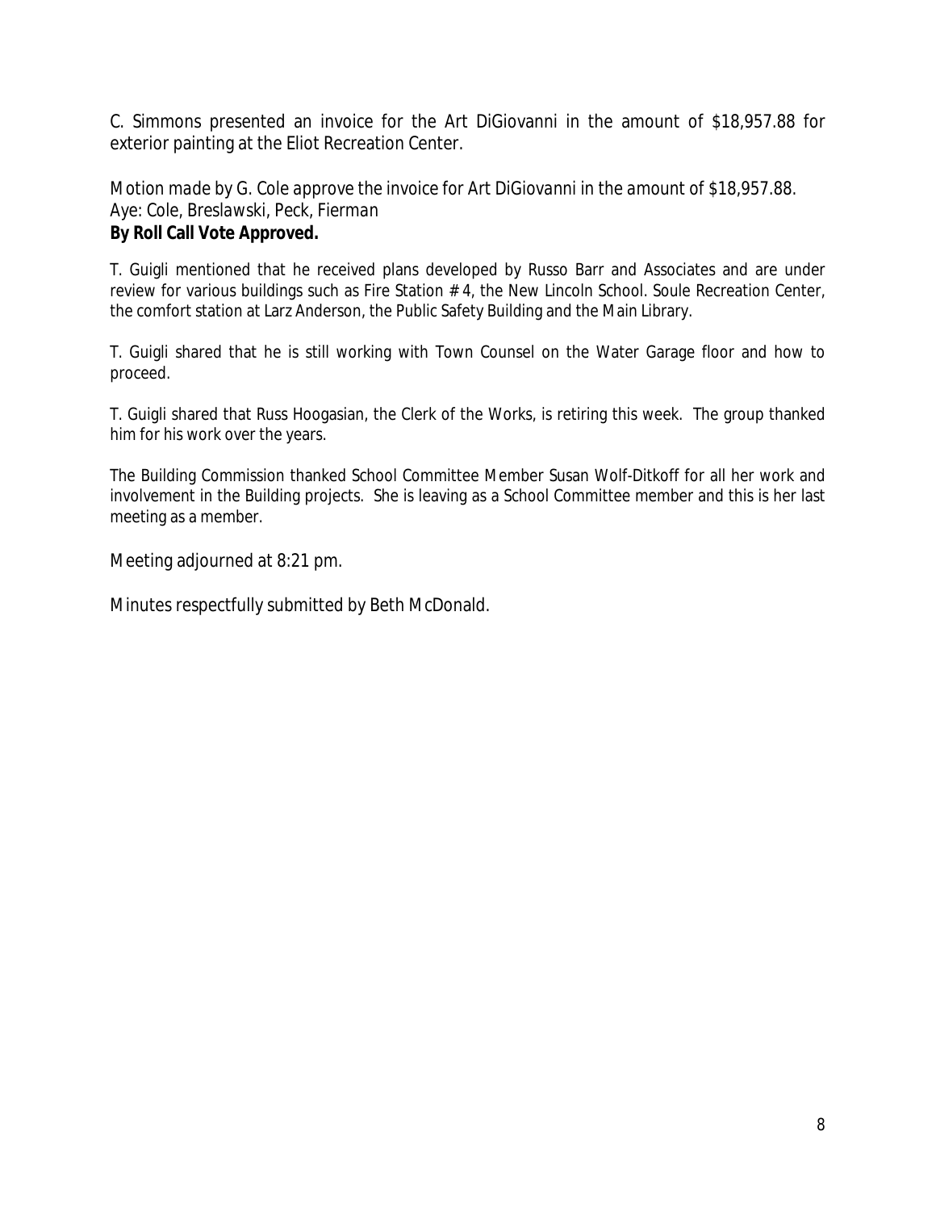C. Simmons presented an invoice for the Art DiGiovanni in the amount of $18,957.88 for exterior painting at the Eliot Recreation Center.

*Motion made by G. Cole approve the invoice for Art DiGiovanni in the amount of $18,957.88.*
*Aye: Cole, Breslawski, Peck, Fierman*
**By Roll Call Vote Approved.**

T. Guigli mentioned that he received plans developed by Russo Barr and Associates and are under review for various buildings such as Fire Station # 4, the New Lincoln School. Soule Recreation Center, the comfort station at Larz Anderson, the Public Safety Building and the Main Library.

T. Guigli shared that he is still working with Town Counsel on the Water Garage floor and how to proceed.

T. Guigli shared that Russ Hoogasian, the Clerk of the Works, is retiring this week. The group thanked him for his work over the years.

The Building Commission thanked School Committee Member Susan Wolf-Ditkoff for all her work and involvement in the Building projects. She is leaving as a School Committee member and this is her last meeting as a member.

Meeting adjourned at 8:21 pm.

Minutes respectfully submitted by Beth McDonald.